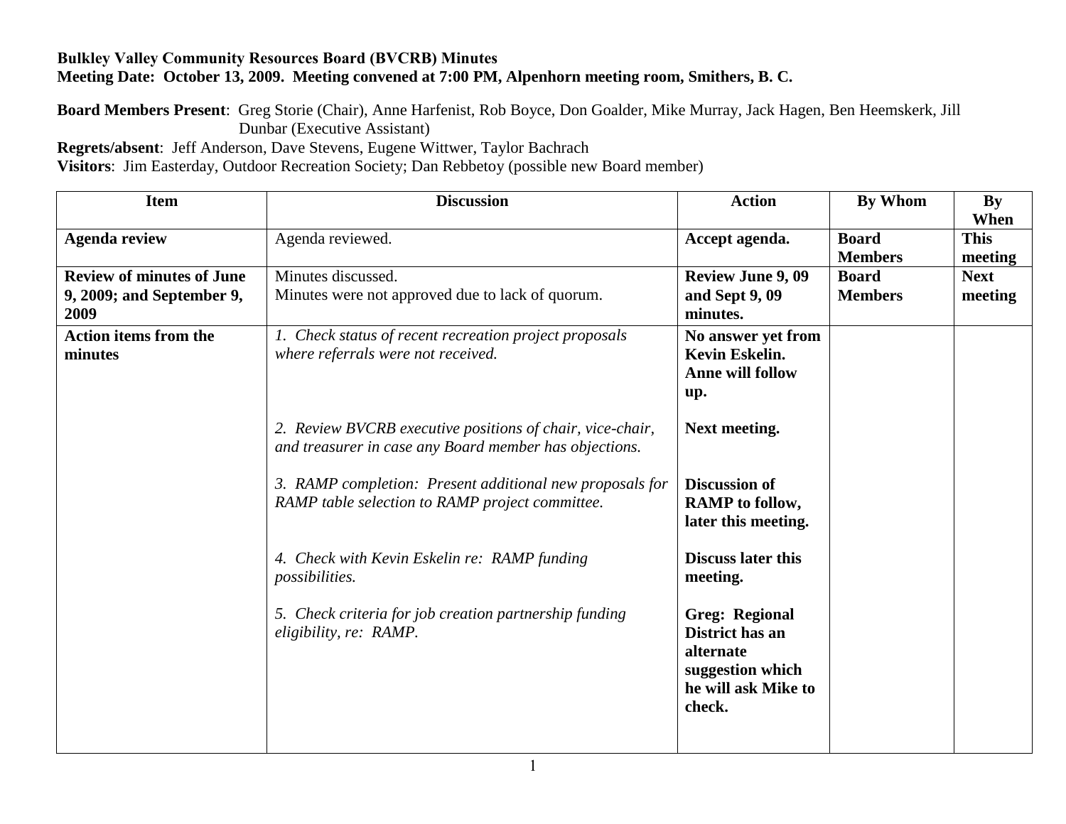**Bulkley Valley Community Resources Board (BVCRB) Minutes**
**Meeting Date: October 13, 2009. Meeting convened at 7:00 PM, Alpenhorn meeting room, Smithers, B. C.**

**Board Members Present**: Greg Storie (Chair), Anne Harfenist, Rob Boyce, Don Goalder, Mike Murray, Jack Hagen, Ben Heemskerk, Jill Dunbar (Executive Assistant)
**Regrets/absent**: Jeff Anderson, Dave Stevens, Eugene Wittwer, Taylor Bachrach
**Visitors**: Jim Easterday, Outdoor Recreation Society; Dan Rebbetoy (possible new Board member)

| Item | Discussion | Action | By Whom | By When |
|---|---|---|---|---|
| **Agenda review** | Agenda reviewed. | **Accept agenda.** | **Board Members** | **This meeting** |
| **Review of minutes of June 9, 2009; and September 9, 2009** | Minutes discussed.<br>Minutes were not approved due to lack of quorum. | **Review June 9, 09 and Sept 9, 09 minutes.** | **Board Members** | **Next meeting** |
| **Action items from the minutes** | *1. Check status of recent recreation project proposals where referrals were not received.* | **No answer yet from Kevin Eskelin. Anne will follow up.** | | |
| | *2. Review BVCRB executive positions of chair, vice-chair, and treasurer in case any Board member has objections.* | **Next meeting.** | | |
| | *3. RAMP completion: Present additional new proposals for RAMP table selection to RAMP project committee.* | **Discussion of RAMP to follow, later this meeting.** | | |
| | *4. Check with Kevin Eskelin re: RAMP funding possibilities.* | **Discuss later this meeting.** | | |
| | *5. Check criteria for job creation partnership funding eligibility, re: RAMP.* | **Greg: Regional District has an alternate suggestion which he will ask Mike to check.** | | |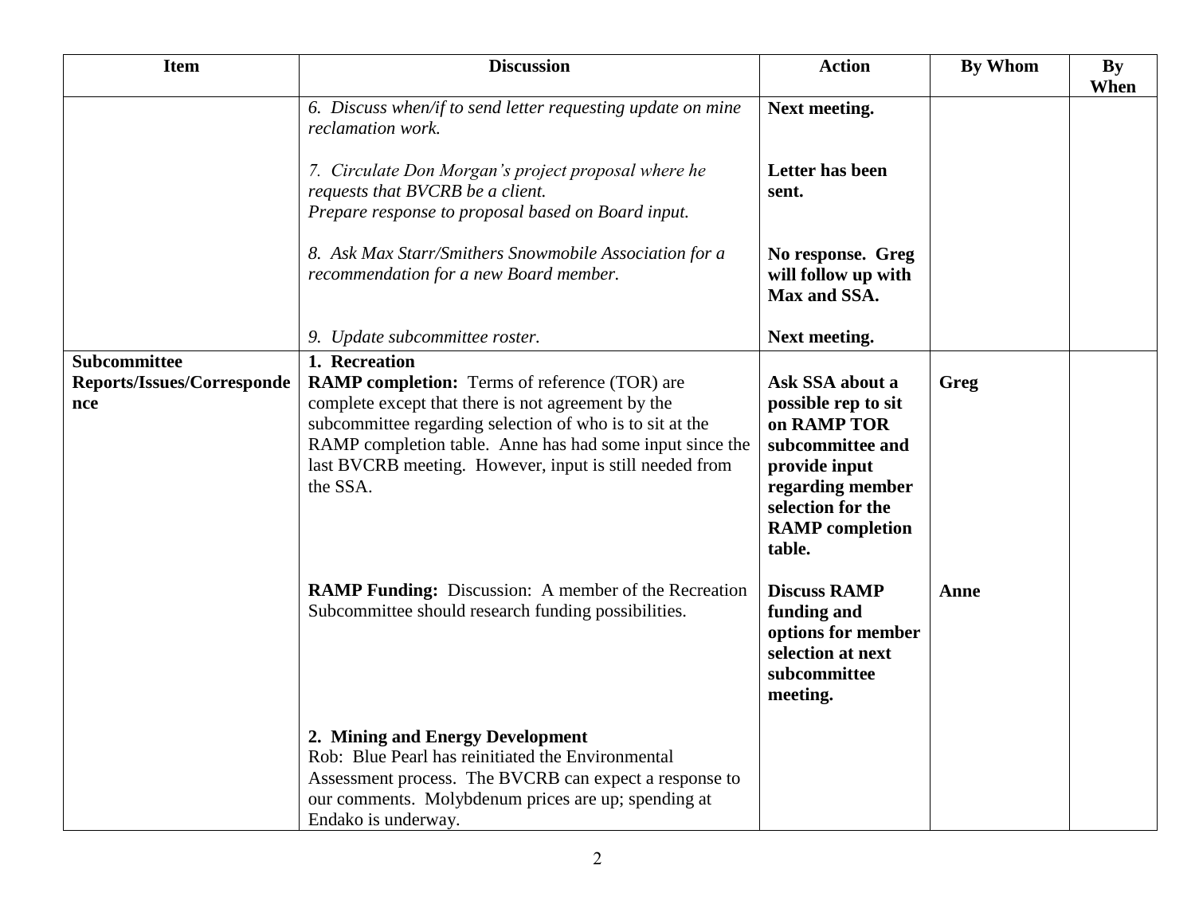| Item | Discussion | Action | By Whom | By When |
|---|---|---|---|---|
| | *6. Discuss when/if to send letter requesting update on mine reclamation work.* | **Next meeting.** | | |
| | *7. Circulate Don Morgan's project proposal where he requests that BVCRB be a client.*<br>*Prepare response to proposal based on Board input.* | **Letter has been sent.** | | |
| | *8. Ask Max Starr/Smithers Snowmobile Association for a recommendation for a new Board member.* | **No response. Greg will follow up with Max and SSA.** | | |
| | *9. Update subcommittee roster.* | **Next meeting.** | | |
| **Subcommittee Reports/Issues/Correspondence** | **1. Recreation**<br>**RAMP completion:** Terms of reference (TOR) are complete except that there is not agreement by the subcommittee regarding selection of who is to sit at the RAMP completion table. Anne has had some input since the last BVCRB meeting. However, input is still needed from the SSA. | **Ask SSA about a possible rep to sit on RAMP TOR subcommittee and provide input regarding member selection for the RAMP completion table.** | **Greg** | |
| | **RAMP Funding:** Discussion: A member of the Recreation Subcommittee should research funding possibilities. | **Discuss RAMP funding and options for member selection at next subcommittee meeting.** | **Anne** | |
| | **2. Mining and Energy Development**<br>Rob: Blue Pearl has reinitiated the Environmental Assessment process. The BVCRB can expect a response to our comments. Molybdenum prices are up; spending at Endako is underway. | | | |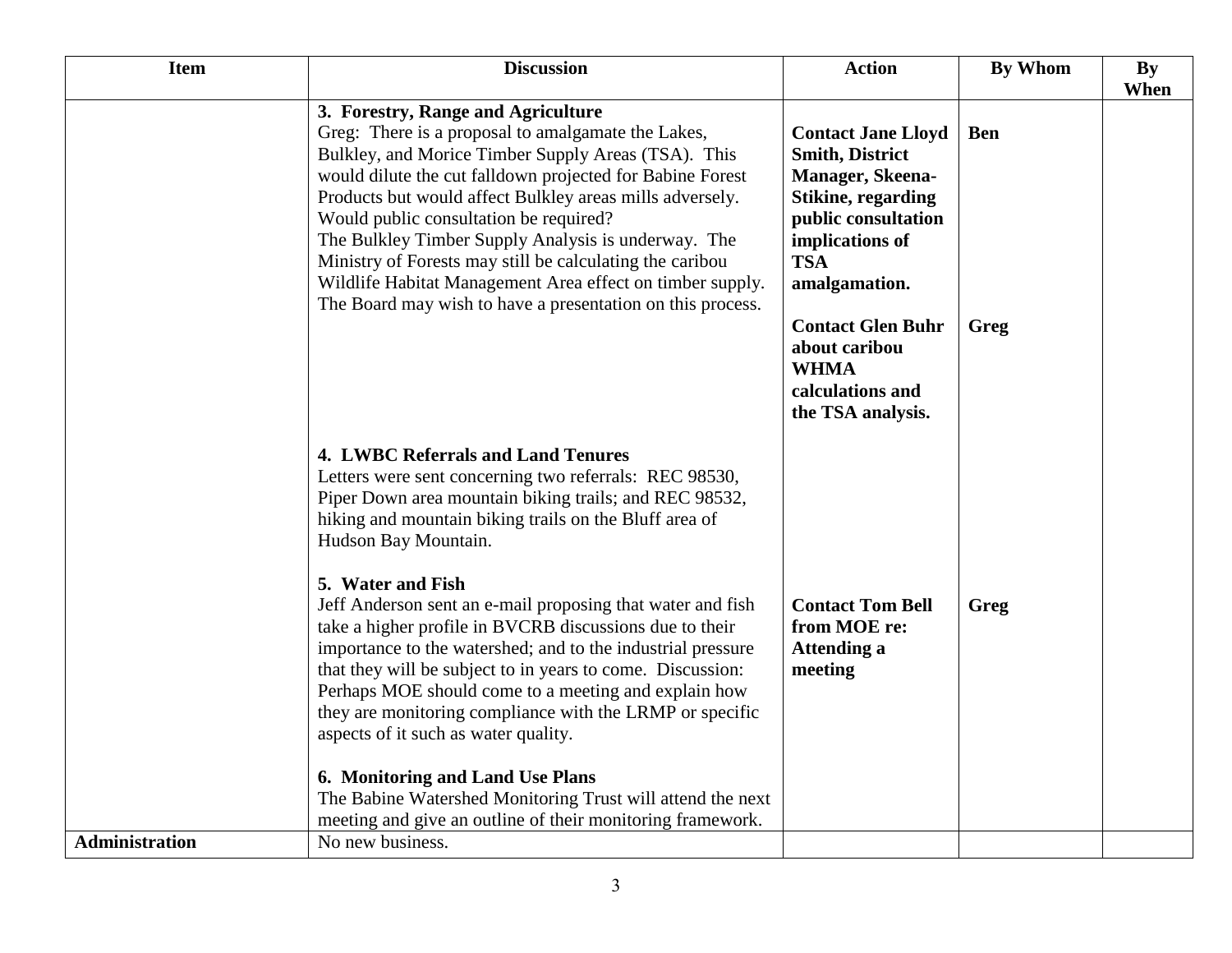| Item | Discussion | Action | By Whom | By When |
|---|---|---|---|---|
| | **3. Forestry, Range and Agriculture**<br>Greg: There is a proposal to amalgamate the Lakes, Bulkley, and Morice Timber Supply Areas (TSA). This would dilute the cut falldown projected for Babine Forest Products but would affect Bulkley areas mills adversely. Would public consultation be required?<br>The Bulkley Timber Supply Analysis is underway. The Ministry of Forests may still be calculating the caribou Wildlife Habitat Management Area effect on timber supply. The Board may wish to have a presentation on this process. | **Contact Jane Lloyd Smith, District Manager, Skeena-Stikine, regarding public consultation implications of TSA amalgamation.**<br><br>**Contact Glen Buhr about caribou WHMA calculations and the TSA analysis.** | **Ben**<br><br>**Greg** | |
| | **4. LWBC Referrals and Land Tenures**<br>Letters were sent concerning two referrals: REC 98530, Piper Down area mountain biking trails; and REC 98532, hiking and mountain biking trails on the Bluff area of Hudson Bay Mountain. | | | |
| | **5. Water and Fish**<br>Jeff Anderson sent an e-mail proposing that water and fish take a higher profile in BVCRB discussions due to their importance to the watershed; and to the industrial pressure that they will be subject to in years to come. Discussion: Perhaps MOE should come to a meeting and explain how they are monitoring compliance with the LRMP or specific aspects of it such as water quality. | **Contact Tom Bell from MOE re: Attending a meeting** | **Greg** | |
| | **6. Monitoring and Land Use Plans**<br>The Babine Watershed Monitoring Trust will attend the next meeting and give an outline of their monitoring framework. | | | |
| **Administration** | No new business. | | | |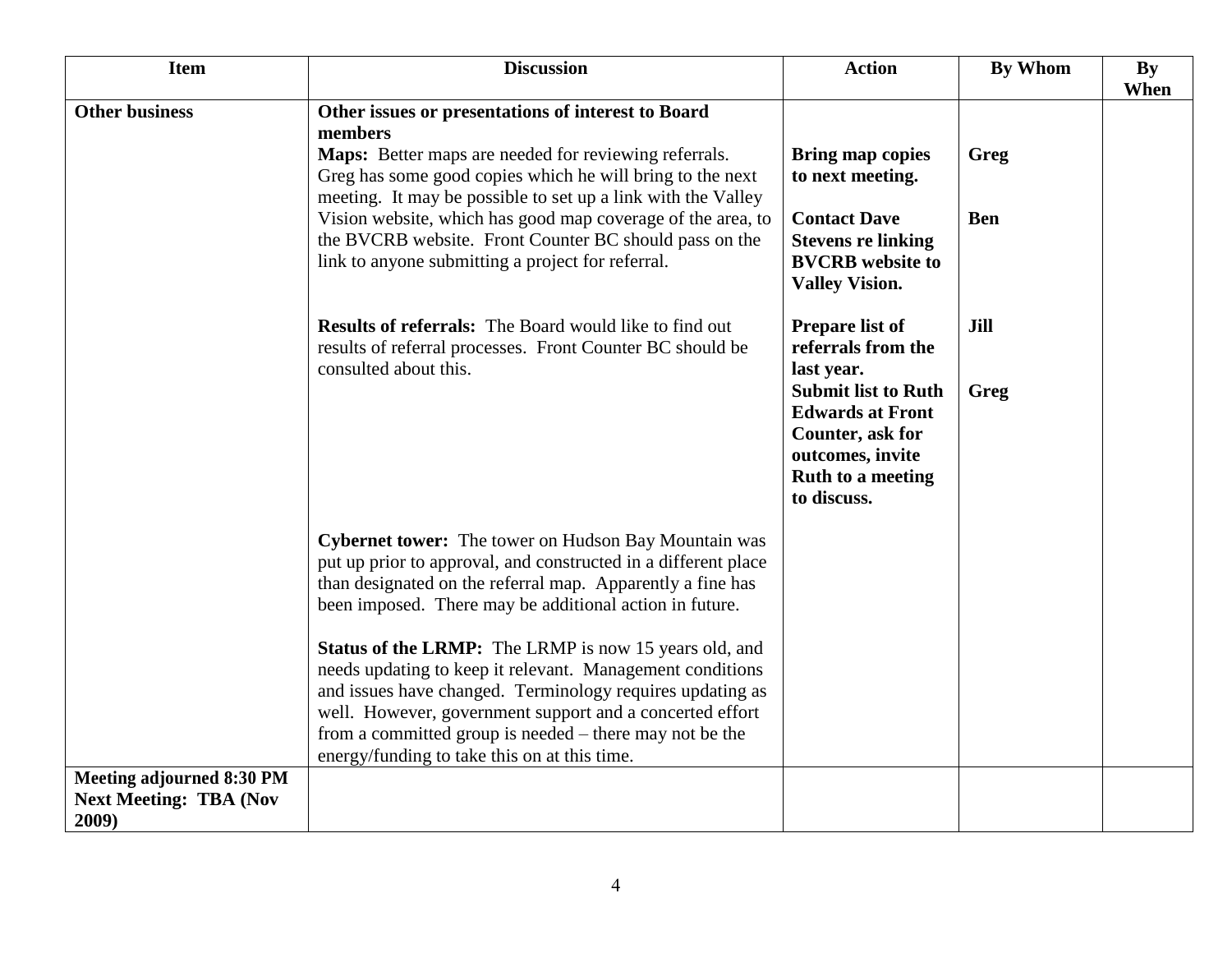| Item | Discussion | Action | By Whom | By When |
|---|---|---|---|---|
| **Other business** | **Other issues or presentations of interest to Board members**<br>**Maps:** Better maps are needed for reviewing referrals. Greg has some good copies which he will bring to the next meeting. It may be possible to set up a link with the Valley Vision website, which has good map coverage of the area, to the BVCRB website. Front Counter BC should pass on the link to anyone submitting a project for referral. | **Bring map copies to next meeting.**<br><br>**Contact Dave Stevens re linking BVCRB website to Valley Vision.** | **Greg**<br><br>**Ben** | |
| | **Results of referrals:** The Board would like to find out results of referral processes. Front Counter BC should be consulted about this. | **Prepare list of referrals from the last year.**<br>**Submit list to Ruth Edwards at Front Counter, ask for outcomes, invite Ruth to a meeting to discuss.** | **Jill**<br><br>**Greg** | |
| | **Cybernet tower:** The tower on Hudson Bay Mountain was put up prior to approval, and constructed in a different place than designated on the referral map. Apparently a fine has been imposed. There may be additional action in future. | | | |
| | **Status of the LRMP:** The LRMP is now 15 years old, and needs updating to keep it relevant. Management conditions and issues have changed. Terminology requires updating as well. However, government support and a concerted effort from a committed group is needed – there may not be the energy/funding to take this on at this time. | | | |
| **Meeting adjourned 8:30 PM**<br>**Next Meeting: TBA (Nov 2009)** | | | | |